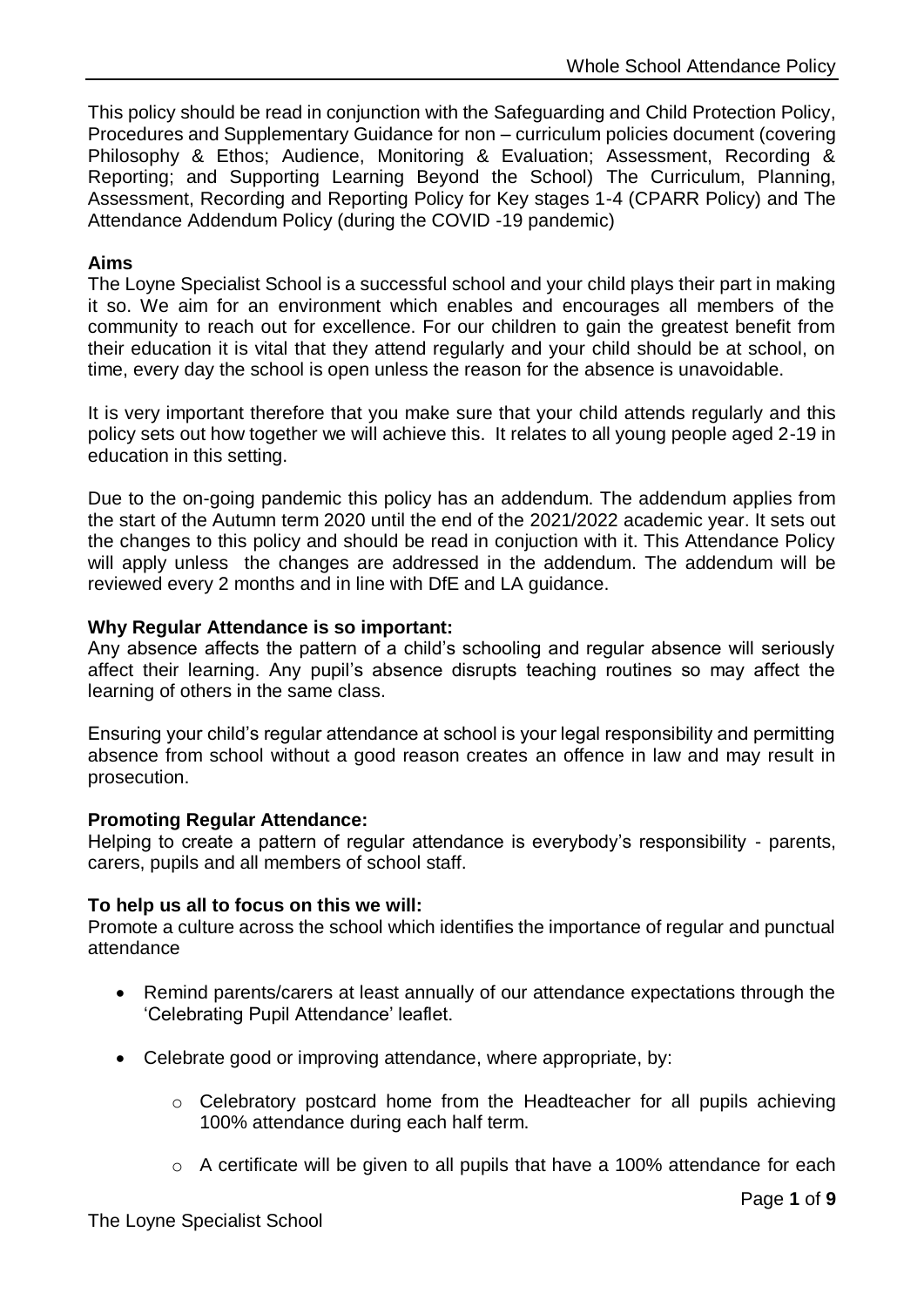This policy should be read in conjunction with the Safeguarding and Child Protection Policy, Procedures and Supplementary Guidance for non – curriculum policies document (covering Philosophy & Ethos; Audience, Monitoring & Evaluation; Assessment, Recording & Reporting; and Supporting Learning Beyond the School) The Curriculum, Planning, Assessment, Recording and Reporting Policy for Key stages 1-4 (CPARR Policy) and The Attendance Addendum Policy (during the COVID -19 pandemic)

**Aims**

The Loyne Specialist School is a successful school and your child plays their part in making it so. We aim for an environment which enables and encourages all members of the community to reach out for excellence. For our children to gain the greatest benefit from their education it is vital that they attend regularly and your child should be at school, on time, every day the school is open unless the reason for the absence is unavoidable.

It is very important therefore that you make sure that your child attends regularly and this policy sets out how together we will achieve this. It relates to all young people aged 2-19 in education in this setting.

Due to the on-going pandemic this policy has an addendum. The addendum applies from the start of the Autumn term 2020 until the end of the 2021/2022 academic year. It sets out the changes to this policy and should be read in conjuction with it. This Attendance Policy will apply unless the changes are addressed in the addendum. The addendum will be reviewed every 2 months and in line with DfE and LA guidance.

**Why Regular Attendance is so important:**

Any absence affects the pattern of a child's schooling and regular absence will seriously affect their learning. Any pupil's absence disrupts teaching routines so may affect the learning of others in the same class.

Ensuring your child's regular attendance at school is your legal responsibility and permitting absence from school without a good reason creates an offence in law and may result in prosecution.

**Promoting Regular Attendance:**

Helping to create a pattern of regular attendance is everybody's responsibility - parents, carers, pupils and all members of school staff.

**To help us all to focus on this we will:**

Promote a culture across the school which identifies the importance of regular and punctual attendance

- Remind parents/carers at least annually of our attendance expectations through the 'Celebrating Pupil Attendance' leaflet.
- Celebrate good or improving attendance, where appropriate, by:
  - Celebratory postcard home from the Headteacher for all pupils achieving 100% attendance during each half term.
  - A certificate will be given to all pupils that have a 100% attendance for each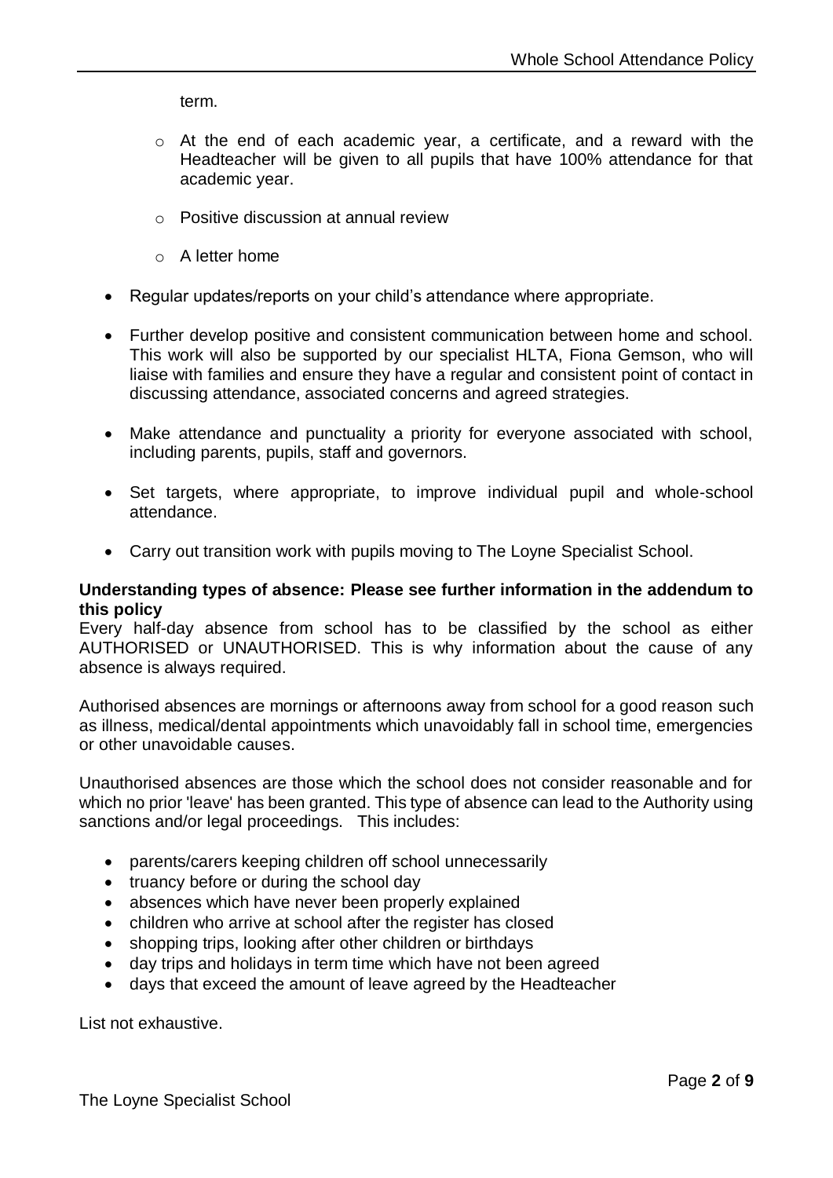term.

- At the end of each academic year, a certificate, and a reward with the Headteacher will be given to all pupils that have 100% attendance for that academic year.
- Positive discussion at annual review
- A letter home

- Regular updates/reports on your child's attendance where appropriate.
- Further develop positive and consistent communication between home and school. This work will also be supported by our specialist HLTA, Fiona Gemson, who will liaise with families and ensure they have a regular and consistent point of contact in discussing attendance, associated concerns and agreed strategies.
- Make attendance and punctuality a priority for everyone associated with school, including parents, pupils, staff and governors.
- Set targets, where appropriate, to improve individual pupil and whole-school attendance.
- Carry out transition work with pupils moving to The Loyne Specialist School.

**Understanding types of absence: Please see further information in the addendum to this policy**

Every half-day absence from school has to be classified by the school as either AUTHORISED or UNAUTHORISED. This is why information about the cause of any absence is always required.

Authorised absences are mornings or afternoons away from school for a good reason such as illness, medical/dental appointments which unavoidably fall in school time, emergencies or other unavoidable causes.

Unauthorised absences are those which the school does not consider reasonable and for which no prior 'leave' has been granted. This type of absence can lead to the Authority using sanctions and/or legal proceedings. This includes:

- parents/carers keeping children off school unnecessarily
- truancy before or during the school day
- absences which have never been properly explained
- children who arrive at school after the register has closed
- shopping trips, looking after other children or birthdays
- day trips and holidays in term time which have not been agreed
- days that exceed the amount of leave agreed by the Headteacher

List not exhaustive.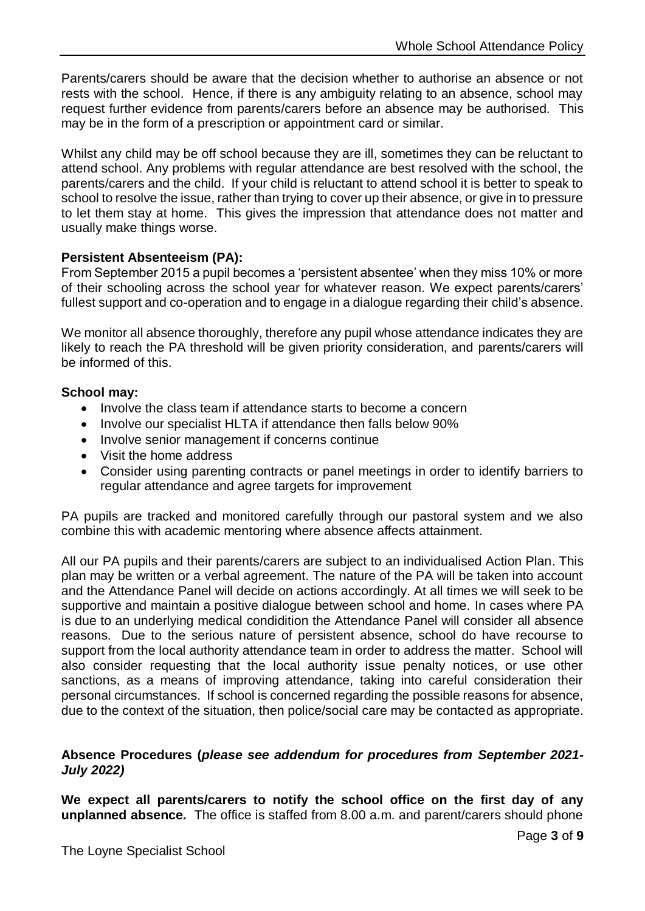Parents/carers should be aware that the decision whether to authorise an absence or not rests with the school. Hence, if there is any ambiguity relating to an absence, school may request further evidence from parents/carers before an absence may be authorised. This may be in the form of a prescription or appointment card or similar.

Whilst any child may be off school because they are ill, sometimes they can be reluctant to attend school. Any problems with regular attendance are best resolved with the school, the parents/carers and the child. If your child is reluctant to attend school it is better to speak to school to resolve the issue, rather than trying to cover up their absence, or give in to pressure to let them stay at home. This gives the impression that attendance does not matter and usually make things worse.

**Persistent Absenteeism (PA):**
From September 2015 a pupil becomes a 'persistent absentee' when they miss 10% or more of their schooling across the school year for whatever reason. We expect parents/carers' fullest support and co-operation and to engage in a dialogue regarding their child's absence.

We monitor all absence thoroughly, therefore any pupil whose attendance indicates they are likely to reach the PA threshold will be given priority consideration, and parents/carers will be informed of this.

**School may:**

- Involve the class team if attendance starts to become a concern
- Involve our specialist HLTA if attendance then falls below 90%
- Involve senior management if concerns continue
- Visit the home address
- Consider using parenting contracts or panel meetings in order to identify barriers to regular attendance and agree targets for improvement

PA pupils are tracked and monitored carefully through our pastoral system and we also combine this with academic mentoring where absence affects attainment.

All our PA pupils and their parents/carers are subject to an individualised Action Plan. This plan may be written or a verbal agreement. The nature of the PA will be taken into account and the Attendance Panel will decide on actions accordingly. At all times we will seek to be supportive and maintain a positive dialogue between school and home. In cases where PA is due to an underlying medical condidition the Attendance Panel will consider all absence reasons. Due to the serious nature of persistent absence, school do have recourse to support from the local authority attendance team in order to address the matter. School will also consider requesting that the local authority issue penalty notices, or use other sanctions, as a means of improving attendance, taking into careful consideration their personal circumstances. If school is concerned regarding the possible reasons for absence, due to the context of the situation, then police/social care may be contacted as appropriate.

**Absence Procedures (*please see addendum for procedures from September 2021-July 2022*)**

**We expect all parents/carers to notify the school office on the first day of any unplanned absence.** The office is staffed from 8.00 a.m. and parent/carers should phone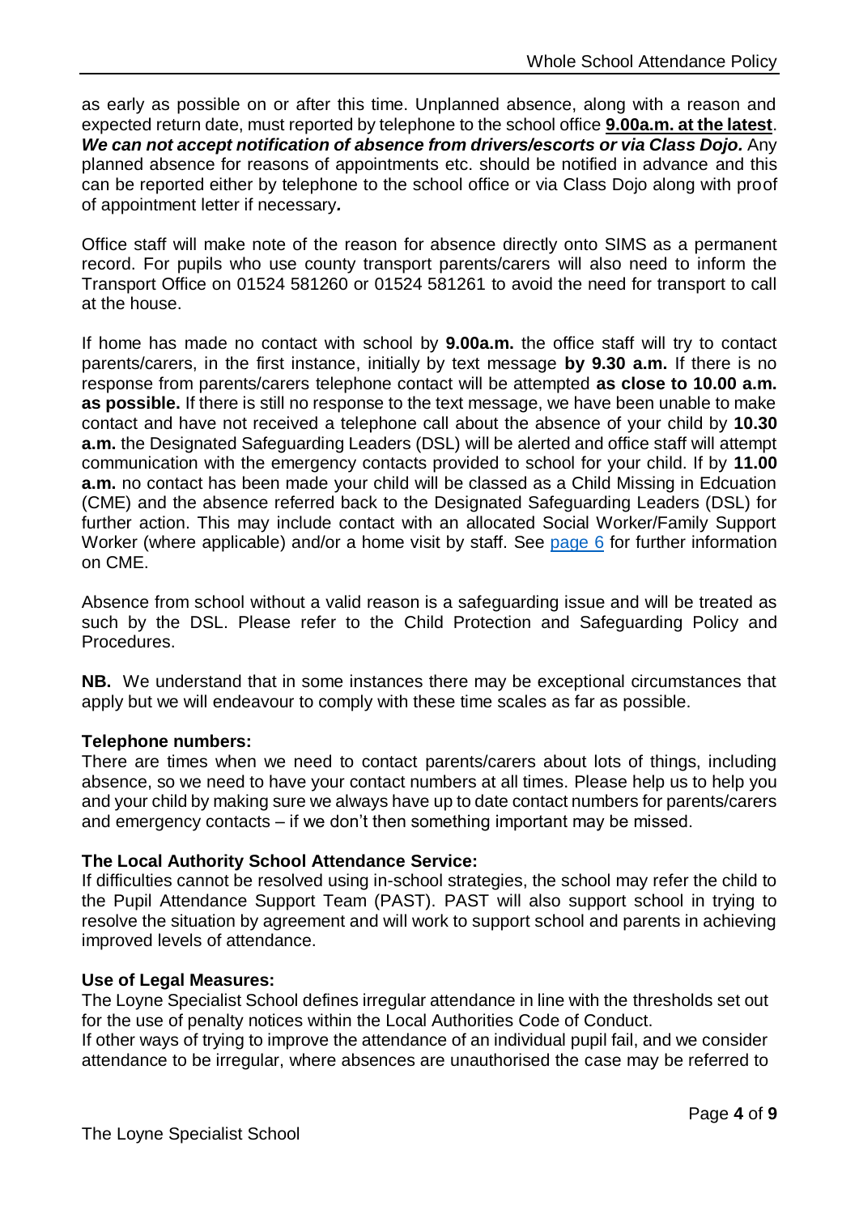as early as possible on or after this time. Unplanned absence, along with a reason and expected return date, must reported by telephone to the school office **9.00a.m. at the latest**. ***We can not accept notification of absence from drivers/escorts or via Class Dojo.*** Any planned absence for reasons of appointments etc. should be notified in advance and this can be reported either by telephone to the school office or via Class Dojo along with proof of appointment letter if necessary***.***

Office staff will make note of the reason for absence directly onto SIMS as a permanent record. For pupils who use county transport parents/carers will also need to inform the Transport Office on 01524 581260 or 01524 581261 to avoid the need for transport to call at the house.

If home has made no contact with school by **9.00a.m.** the office staff will try to contact parents/carers, in the first instance, initially by text message **by 9.30 a.m.** If there is no response from parents/carers telephone contact will be attempted **as close to 10.00 a.m. as possible.** If there is still no response to the text message, we have been unable to make contact and have not received a telephone call about the absence of your child by **10.30 a.m.** the Designated Safeguarding Leaders (DSL) will be alerted and office staff will attempt communication with the emergency contacts provided to school for your child. If by **11.00 a.m.** no contact has been made your child will be classed as a Child Missing in Edcuation (CME) and the absence referred back to the Designated Safeguarding Leaders (DSL) for further action. This may include contact with an allocated Social Worker/Family Support Worker (where applicable) and/or a home visit by staff. See page 6 for further information on CME.

Absence from school without a valid reason is a safeguarding issue and will be treated as such by the DSL. Please refer to the Child Protection and Safeguarding Policy and Procedures.

**NB.** We understand that in some instances there may be exceptional circumstances that apply but we will endeavour to comply with these time scales as far as possible.

**Telephone numbers:**
There are times when we need to contact parents/carers about lots of things, including absence, so we need to have your contact numbers at all times. Please help us to help you and your child by making sure we always have up to date contact numbers for parents/carers and emergency contacts – if we don't then something important may be missed.

**The Local Authority School Attendance Service:**
If difficulties cannot be resolved using in-school strategies, the school may refer the child to the Pupil Attendance Support Team (PAST). PAST will also support school in trying to resolve the situation by agreement and will work to support school and parents in achieving improved levels of attendance.

**Use of Legal Measures:**
The Loyne Specialist School defines irregular attendance in line with the thresholds set out for the use of penalty notices within the Local Authorities Code of Conduct.
If other ways of trying to improve the attendance of an individual pupil fail, and we consider attendance to be irregular, where absences are unauthorised the case may be referred to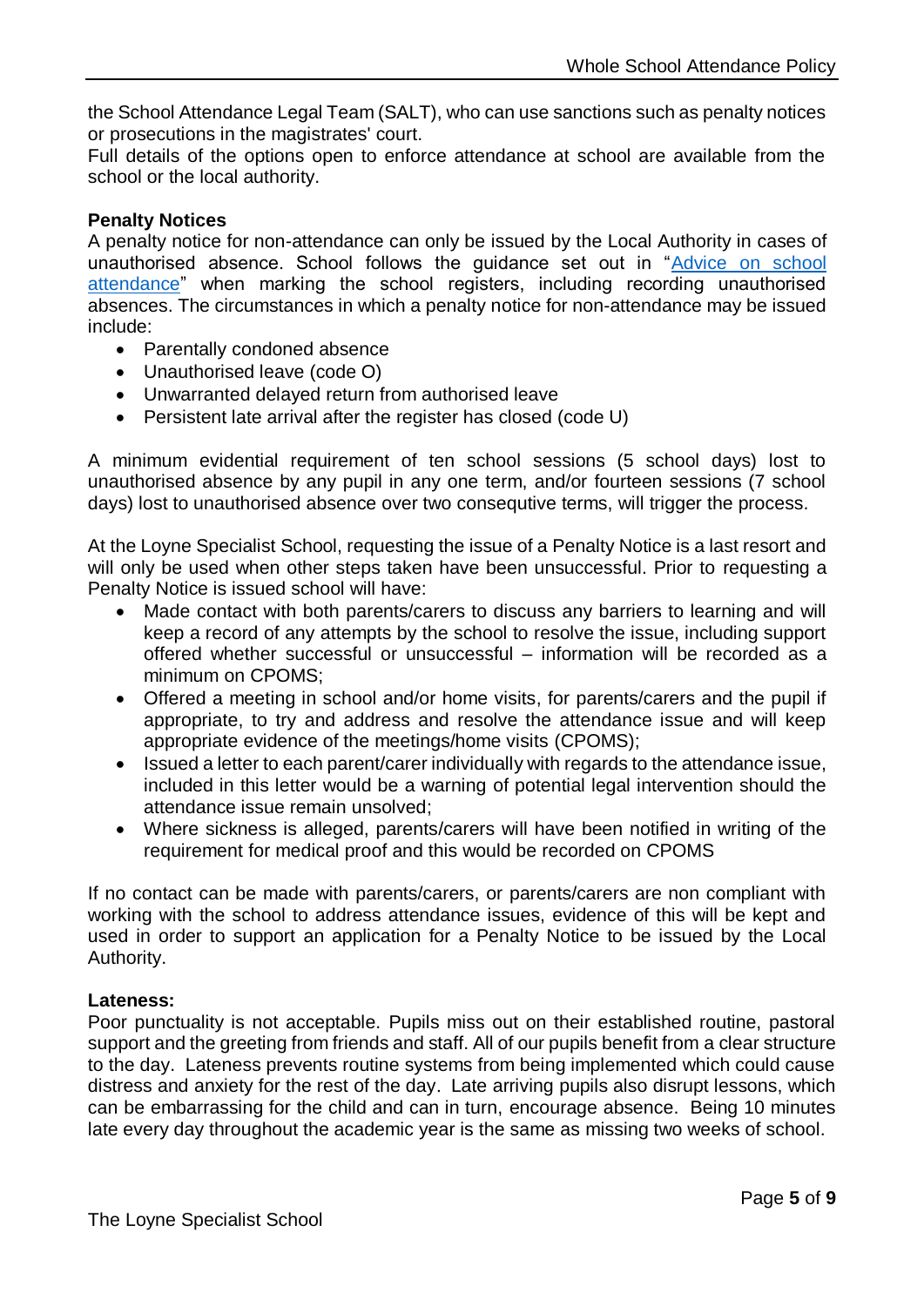the School Attendance Legal Team (SALT), who can use sanctions such as penalty notices or prosecutions in the magistrates' court.
Full details of the options open to enforce attendance at school are available from the school or the local authority.

**Penalty Notices**
A penalty notice for non-attendance can only be issued by the Local Authority in cases of unauthorised absence. School follows the guidance set out in "[Advice on school attendance]" when marking the school registers, including recording unauthorised absences. The circumstances in which a penalty notice for non-attendance may be issued include:

- Parentally condoned absence
- Unauthorised leave (code O)
- Unwarranted delayed return from authorised leave
- Persistent late arrival after the register has closed (code U)

A minimum evidential requirement of ten school sessions (5 school days) lost to unauthorised absence by any pupil in any one term, and/or fourteen sessions (7 school days) lost to unauthorised absence over two consequtive terms, will trigger the process.

At the Loyne Specialist School, requesting the issue of a Penalty Notice is a last resort and will only be used when other steps taken have been unsuccessful. Prior to requesting a Penalty Notice is issued school will have:

- Made contact with both parents/carers to discuss any barriers to learning and will keep a record of any attempts by the school to resolve the issue, including support offered whether successful or unsuccessful – information will be recorded as a minimum on CPOMS;
- Offered a meeting in school and/or home visits, for parents/carers and the pupil if appropriate, to try and address and resolve the attendance issue and will keep appropriate evidence of the meetings/home visits (CPOMS);
- Issued a letter to each parent/carer individually with regards to the attendance issue, included in this letter would be a warning of potential legal intervention should the attendance issue remain unsolved;
- Where sickness is alleged, parents/carers will have been notified in writing of the requirement for medical proof and this would be recorded on CPOMS

If no contact can be made with parents/carers, or parents/carers are non compliant with working with the school to address attendance issues, evidence of this will be kept and used in order to support an application for a Penalty Notice to be issued by the Local Authority.

**Lateness:**
Poor punctuality is not acceptable. Pupils miss out on their established routine, pastoral support and the greeting from friends and staff. All of our pupils benefit from a clear structure to the day. Lateness prevents routine systems from being implemented which could cause distress and anxiety for the rest of the day. Late arriving pupils also disrupt lessons, which can be embarrassing for the child and can in turn, encourage absence. Being 10 minutes late every day throughout the academic year is the same as missing two weeks of school.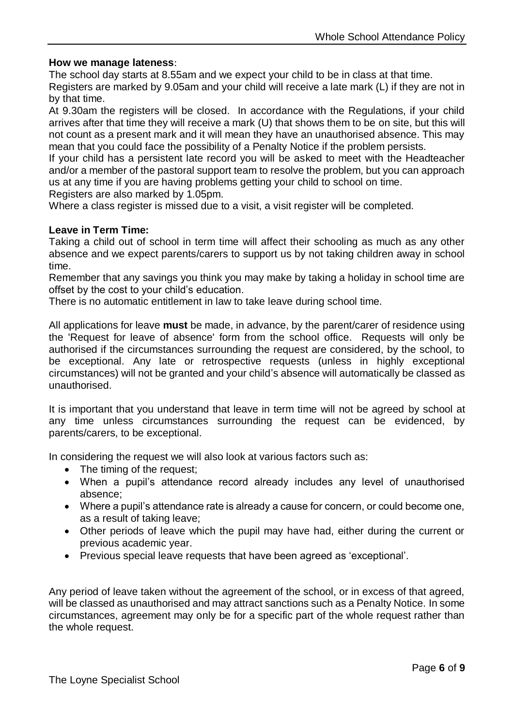**How we manage lateness**:

The school day starts at 8.55am and we expect your child to be in class at that time.

Registers are marked by 9.05am and your child will receive a late mark (L) if they are not in by that time.

At 9.30am the registers will be closed. In accordance with the Regulations, if your child arrives after that time they will receive a mark (U) that shows them to be on site, but this will not count as a present mark and it will mean they have an unauthorised absence. This may mean that you could face the possibility of a Penalty Notice if the problem persists.

If your child has a persistent late record you will be asked to meet with the Headteacher and/or a member of the pastoral support team to resolve the problem, but you can approach us at any time if you are having problems getting your child to school on time.

Registers are also marked by 1.05pm.

Where a class register is missed due to a visit, a visit register will be completed.

**Leave in Term Time:**

Taking a child out of school in term time will affect their schooling as much as any other absence and we expect parents/carers to support us by not taking children away in school time.

Remember that any savings you think you may make by taking a holiday in school time are offset by the cost to your child's education.

There is no automatic entitlement in law to take leave during school time.

All applications for leave **must** be made, in advance, by the parent/carer of residence using the 'Request for leave of absence' form from the school office. Requests will only be authorised if the circumstances surrounding the request are considered, by the school, to be exceptional. Any late or retrospective requests (unless in highly exceptional circumstances) will not be granted and your child's absence will automatically be classed as unauthorised.

It is important that you understand that leave in term time will not be agreed by school at any time unless circumstances surrounding the request can be evidenced, by parents/carers, to be exceptional.

In considering the request we will also look at various factors such as:

- The timing of the request;
- When a pupil's attendance record already includes any level of unauthorised absence;
- Where a pupil's attendance rate is already a cause for concern, or could become one, as a result of taking leave;
- Other periods of leave which the pupil may have had, either during the current or previous academic year.
- Previous special leave requests that have been agreed as 'exceptional'.

Any period of leave taken without the agreement of the school, or in excess of that agreed, will be classed as unauthorised and may attract sanctions such as a Penalty Notice. In some circumstances, agreement may only be for a specific part of the whole request rather than the whole request.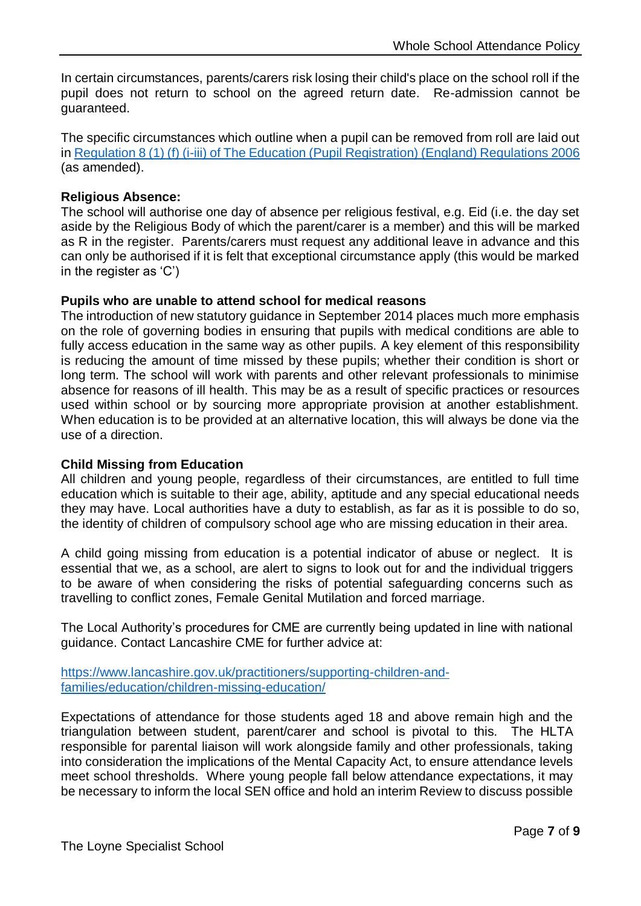In certain circumstances, parents/carers risk losing their child's place on the school roll if the pupil does not return to school on the agreed return date. Re-admission cannot be guaranteed.

The specific circumstances which outline when a pupil can be removed from roll are laid out in [Regulation 8 (1) (f) (i-iii) of The Education (Pupil Registration) (England) Regulations 2006]() (as amended).

**Religious Absence:**
The school will authorise one day of absence per religious festival, e.g. Eid (i.e. the day set aside by the Religious Body of which the parent/carer is a member) and this will be marked as R in the register. Parents/carers must request any additional leave in advance and this can only be authorised if it is felt that exceptional circumstance apply (this would be marked in the register as 'C')

**Pupils who are unable to attend school for medical reasons**
The introduction of new statutory guidance in September 2014 places much more emphasis on the role of governing bodies in ensuring that pupils with medical conditions are able to fully access education in the same way as other pupils. A key element of this responsibility is reducing the amount of time missed by these pupils; whether their condition is short or long term. The school will work with parents and other relevant professionals to minimise absence for reasons of ill health. This may be as a result of specific practices or resources used within school or by sourcing more appropriate provision at another establishment. When education is to be provided at an alternative location, this will always be done via the use of a direction.

**Child Missing from Education**
All children and young people, regardless of their circumstances, are entitled to full time education which is suitable to their age, ability, aptitude and any special educational needs they may have. Local authorities have a duty to establish, as far as it is possible to do so, the identity of children of compulsory school age who are missing education in their area.

A child going missing from education is a potential indicator of abuse or neglect. It is essential that we, as a school, are alert to signs to look out for and the individual triggers to be aware of when considering the risks of potential safeguarding concerns such as travelling to conflict zones, Female Genital Mutilation and forced marriage.

The Local Authority's procedures for CME are currently being updated in line with national guidance. Contact Lancashire CME for further advice at:

https://www.lancashire.gov.uk/practitioners/supporting-children-and-families/education/children-missing-education/

Expectations of attendance for those students aged 18 and above remain high and the triangulation between student, parent/carer and school is pivotal to this. The HLTA responsible for parental liaison will work alongside family and other professionals, taking into consideration the implications of the Mental Capacity Act, to ensure attendance levels meet school thresholds. Where young people fall below attendance expectations, it may be necessary to inform the local SEN office and hold an interim Review to discuss possible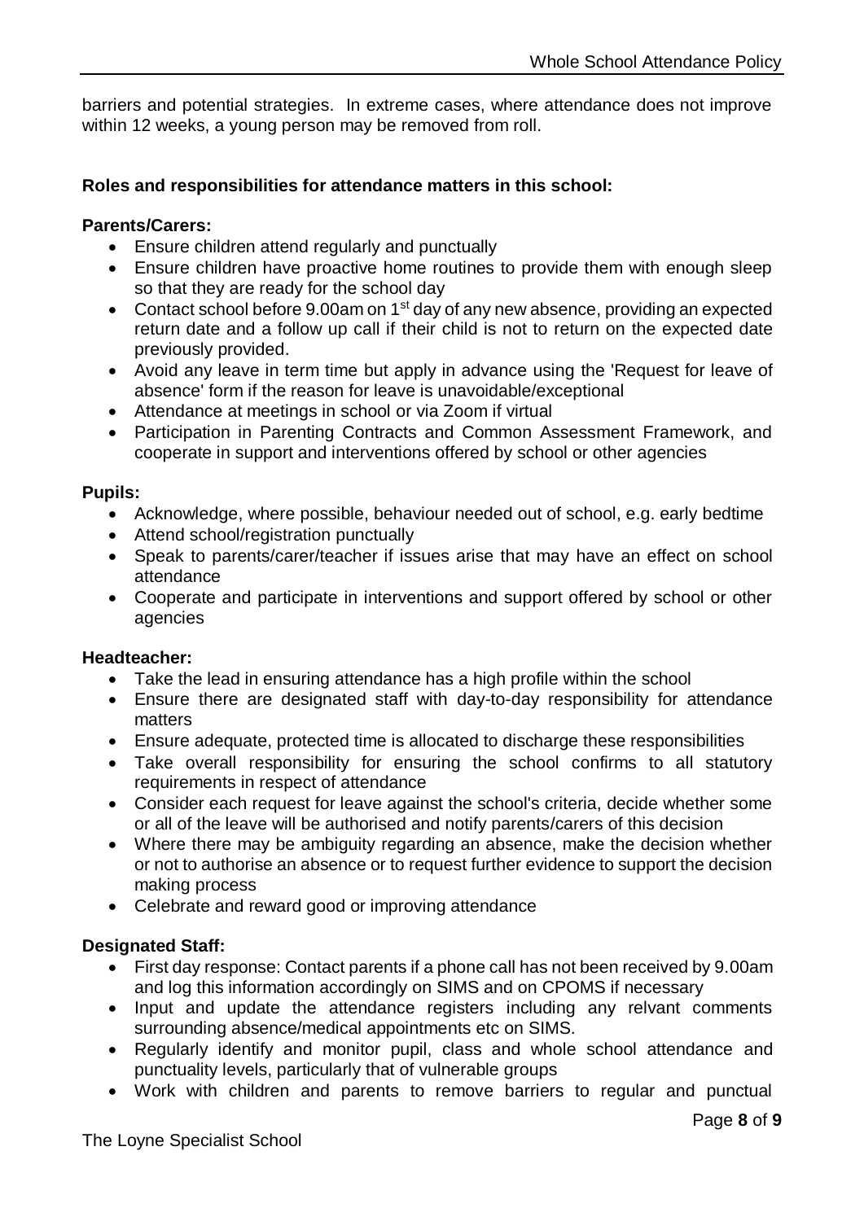barriers and potential strategies. In extreme cases, where attendance does not improve within 12 weeks, a young person may be removed from roll.

**Roles and responsibilities for attendance matters in this school:**

**Parents/Carers:**

- Ensure children attend regularly and punctually
- Ensure children have proactive home routines to provide them with enough sleep so that they are ready for the school day
- Contact school before 9.00am on 1st day of any new absence, providing an expected return date and a follow up call if their child is not to return on the expected date previously provided.
- Avoid any leave in term time but apply in advance using the 'Request for leave of absence' form if the reason for leave is unavoidable/exceptional
- Attendance at meetings in school or via Zoom if virtual
- Participation in Parenting Contracts and Common Assessment Framework, and cooperate in support and interventions offered by school or other agencies

**Pupils:**

- Acknowledge, where possible, behaviour needed out of school, e.g. early bedtime
- Attend school/registration punctually
- Speak to parents/carer/teacher if issues arise that may have an effect on school attendance
- Cooperate and participate in interventions and support offered by school or other agencies

**Headteacher:**

- Take the lead in ensuring attendance has a high profile within the school
- Ensure there are designated staff with day-to-day responsibility for attendance matters
- Ensure adequate, protected time is allocated to discharge these responsibilities
- Take overall responsibility for ensuring the school confirms to all statutory requirements in respect of attendance
- Consider each request for leave against the school's criteria, decide whether some or all of the leave will be authorised and notify parents/carers of this decision
- Where there may be ambiguity regarding an absence, make the decision whether or not to authorise an absence or to request further evidence to support the decision making process
- Celebrate and reward good or improving attendance

**Designated Staff:**

- First day response: Contact parents if a phone call has not been received by 9.00am and log this information accordingly on SIMS and on CPOMS if necessary
- Input and update the attendance registers including any relvant comments surrounding absence/medical appointments etc on SIMS.
- Regularly identify and monitor pupil, class and whole school attendance and punctuality levels, particularly that of vulnerable groups
- Work with children and parents to remove barriers to regular and punctual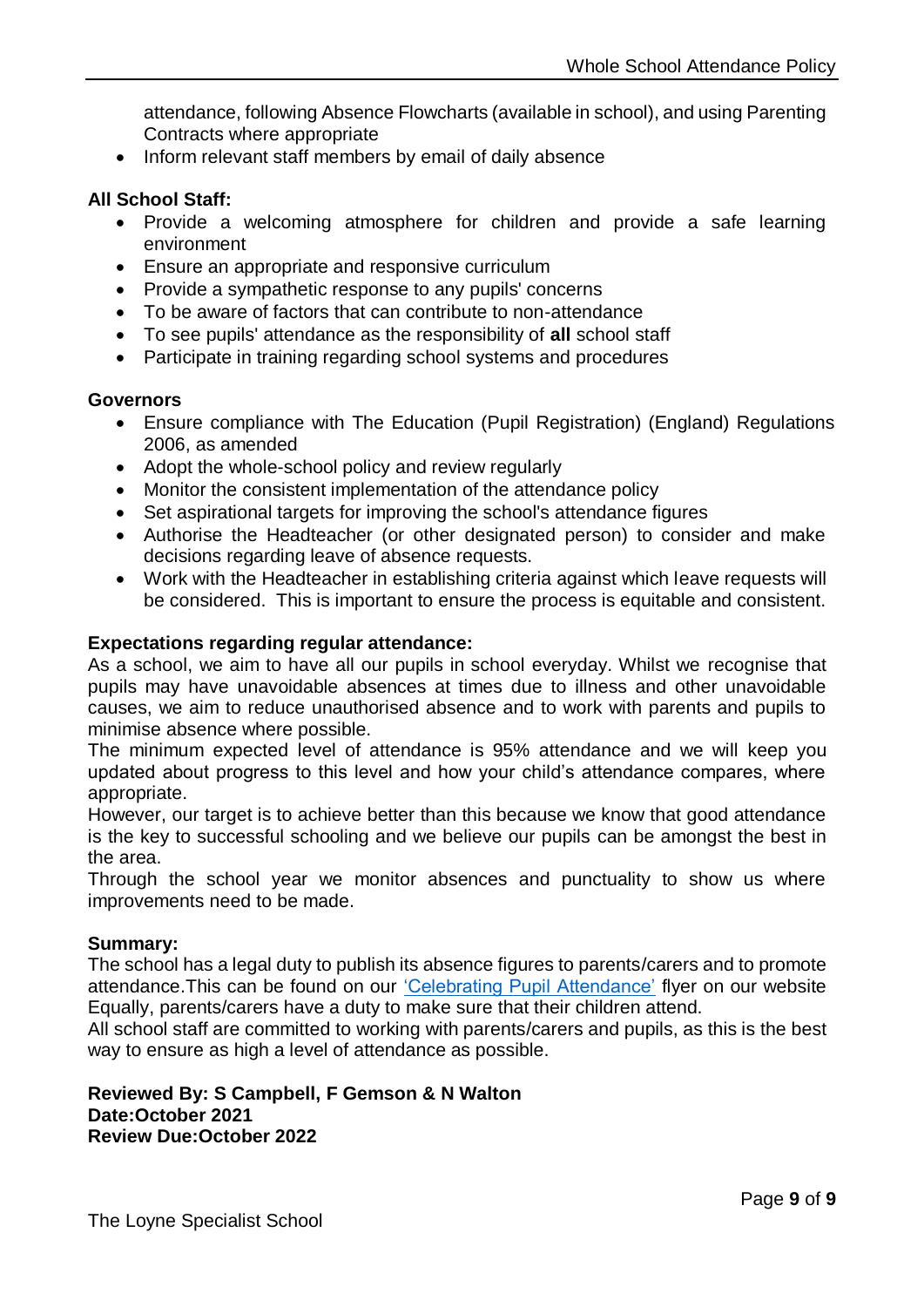attendance, following Absence Flowcharts (available in school), and using Parenting Contracts where appropriate
- Inform relevant staff members by email of daily absence

**All School Staff:**

- Provide a welcoming atmosphere for children and provide a safe learning environment
- Ensure an appropriate and responsive curriculum
- Provide a sympathetic response to any pupils' concerns
- To be aware of factors that can contribute to non-attendance
- To see pupils' attendance as the responsibility of **all** school staff
- Participate in training regarding school systems and procedures

**Governors**

- Ensure compliance with The Education (Pupil Registration) (England) Regulations 2006, as amended
- Adopt the whole-school policy and review regularly
- Monitor the consistent implementation of the attendance policy
- Set aspirational targets for improving the school's attendance figures
- Authorise the Headteacher (or other designated person) to consider and make decisions regarding leave of absence requests.
- Work with the Headteacher in establishing criteria against which leave requests will be considered. This is important to ensure the process is equitable and consistent.

**Expectations regarding regular attendance:**

As a school, we aim to have all our pupils in school everyday. Whilst we recognise that pupils may have unavoidable absences at times due to illness and other unavoidable causes, we aim to reduce unauthorised absence and to work with parents and pupils to minimise absence where possible.
The minimum expected level of attendance is 95% attendance and we will keep you updated about progress to this level and how your child's attendance compares, where appropriate.
However, our target is to achieve better than this because we know that good attendance is the key to successful schooling and we believe our pupils can be amongst the best in the area.
Through the school year we monitor absences and punctuality to show us where improvements need to be made.

**Summary:**

The school has a legal duty to publish its absence figures to parents/carers and to promote attendance.This can be found on our 'Celebrating Pupil Attendance' flyer on our website Equally, parents/carers have a duty to make sure that their children attend.
All school staff are committed to working with parents/carers and pupils, as this is the best way to ensure as high a level of attendance as possible.

**Reviewed By: S Campbell, F Gemson & N Walton**
**Date:October 2021**
**Review Due:October 2022**